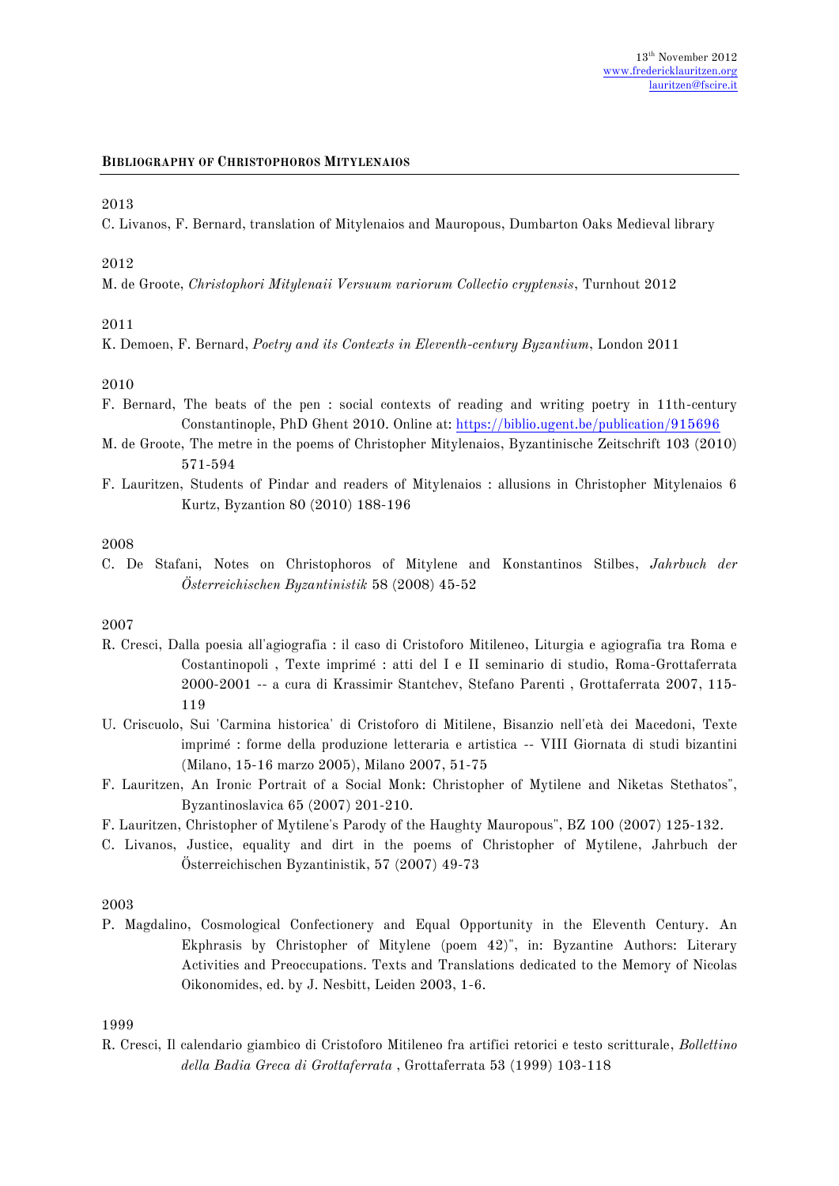13th November 2012
www.fredericklauritzen.org
lauritzen@fscire.it

**BIBLIOGRAPHY OF CHRISTOPHOROS MITYLENAIOS**

2013

C. Livanos, F. Bernard, translation of Mitylenaios and Mauropous, Dumbarton Oaks Medieval library

2012

M. de Groote, *Christophori Mitylenaii Versuum variorum Collectio cryptensis*, Turnhout 2012

2011

K. Demoen, F. Bernard, *Poetry and its Contexts in Eleventh-century Byzantium*, London 2011

2010

F. Bernard, The beats of the pen : social contexts of reading and writing poetry in 11th-century Constantinople, PhD Ghent 2010. Online at: https://biblio.ugent.be/publication/915696

M. de Groote, The metre in the poems of Christopher Mitylenaios, Byzantinische Zeitschrift 103 (2010) 571-594

F. Lauritzen, Students of Pindar and readers of Mitylenaios : allusions in Christopher Mitylenaios 6 Kurtz, Byzantion 80 (2010) 188-196

2008

C. De Stafani, Notes on Christophoros of Mitylene and Konstantinos Stilbes, *Jahrbuch der Österreichischen Byzantinistik* 58 (2008) 45-52

2007

R. Cresci, Dalla poesia all'agiografia : il caso di Cristoforo Mitileneo, Liturgia e agiografia tra Roma e Costantinopoli , Texte imprimé : atti del I e II seminario di studio, Roma-Grottaferrata 2000-2001 -- a cura di Krassimir Stantchev, Stefano Parenti , Grottaferrata 2007, 115-119

U. Criscuolo, Sui 'Carmina historica' di Cristoforo di Mitilene, Bisanzio nell'età dei Macedoni, Texte imprimé : forme della produzione letteraria e artistica -- VIII Giornata di studi bizantini (Milano, 15-16 marzo 2005), Milano 2007, 51-75

F. Lauritzen, An Ironic Portrait of a Social Monk: Christopher of Mytilene and Niketas Stethatos", Byzantinoslavica 65 (2007) 201-210.

F. Lauritzen, Christopher of Mytilene's Parody of the Haughty Mauropous", BZ 100 (2007) 125-132.

C. Livanos, Justice, equality and dirt in the poems of Christopher of Mytilene, Jahrbuch der Österreichischen Byzantinistik, 57 (2007) 49-73

2003

P. Magdalino, Cosmological Confectionery and Equal Opportunity in the Eleventh Century. An Ekphrasis by Christopher of Mitylene (poem 42)", in: Byzantine Authors: Literary Activities and Preoccupations. Texts and Translations dedicated to the Memory of Nicolas Oikonomides, ed. by J. Nesbitt, Leiden 2003, 1-6.

1999

R. Cresci, Il calendario giambico di Cristoforo Mitileneo fra artifici retorici e testo scritturale, *Bollettino della Badia Greca di Grottaferrata* , Grottaferrata 53 (1999) 103-118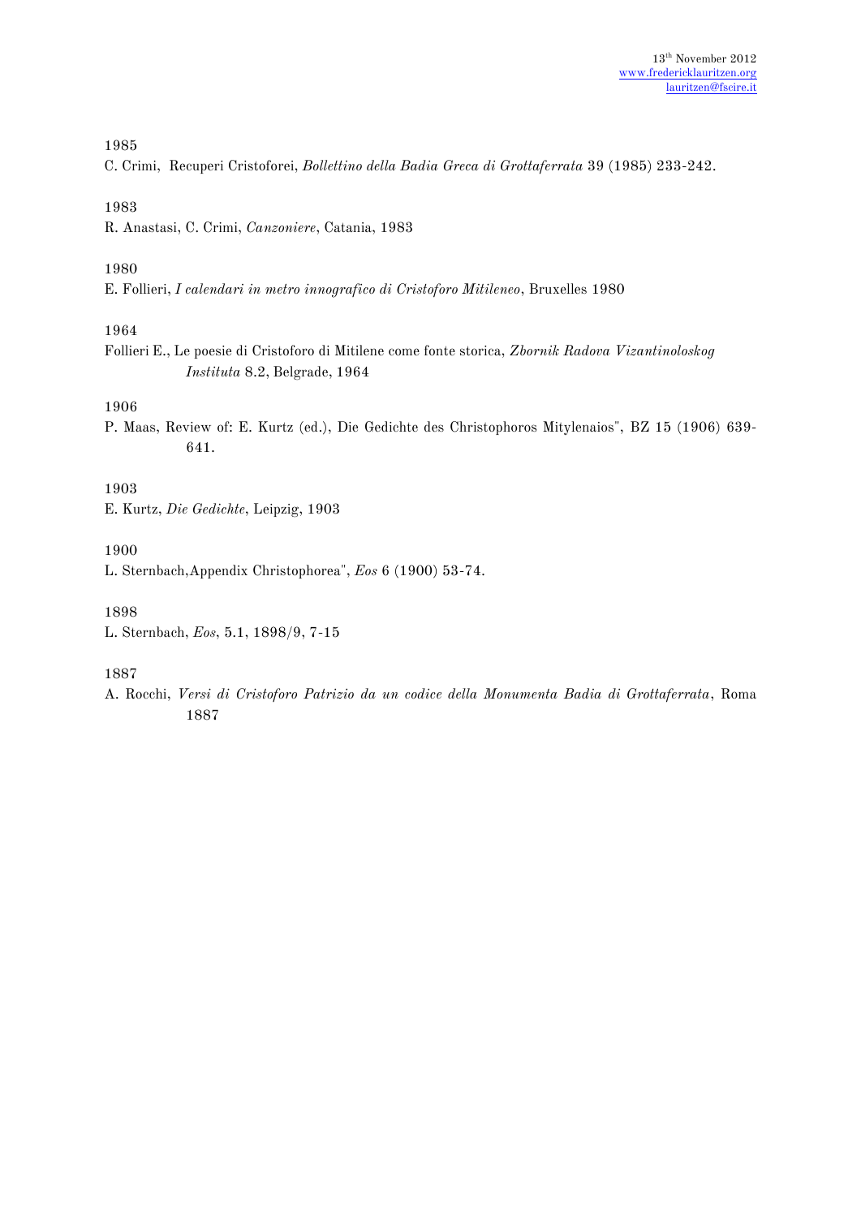1985

C. Crimi, Recuperi Cristoforei, *Bollettino della Badia Greca di Grottaferrata* 39 (1985) 233-242.

1983

R. Anastasi, C. Crimi, *Canzoniere*, Catania, 1983

1980

E. Follieri, *I calendari in metro innografico di Cristoforo Mitileneo*, Bruxelles 1980

1964

Follieri E., Le poesie di Cristoforo di Mitilene come fonte storica, *Zbornik Radova Vizantinoloskog Instituta* 8.2, Belgrade, 1964

1906

P. Maas, Review of: E. Kurtz (ed.), Die Gedichte des Christophoros Mitylenaios", BZ 15 (1906) 639-641.

1903

E. Kurtz, *Die Gedichte*, Leipzig, 1903

1900

L. Sternbach,Appendix Christophorea", *Eos* 6 (1900) 53-74.

1898

L. Sternbach, *Eos*, 5.1, 1898/9, 7-15

1887

A. Rocchi, *Versi di Cristoforo Patrizio da un codice della Monumenta Badia di Grottaferrata*, Roma 1887